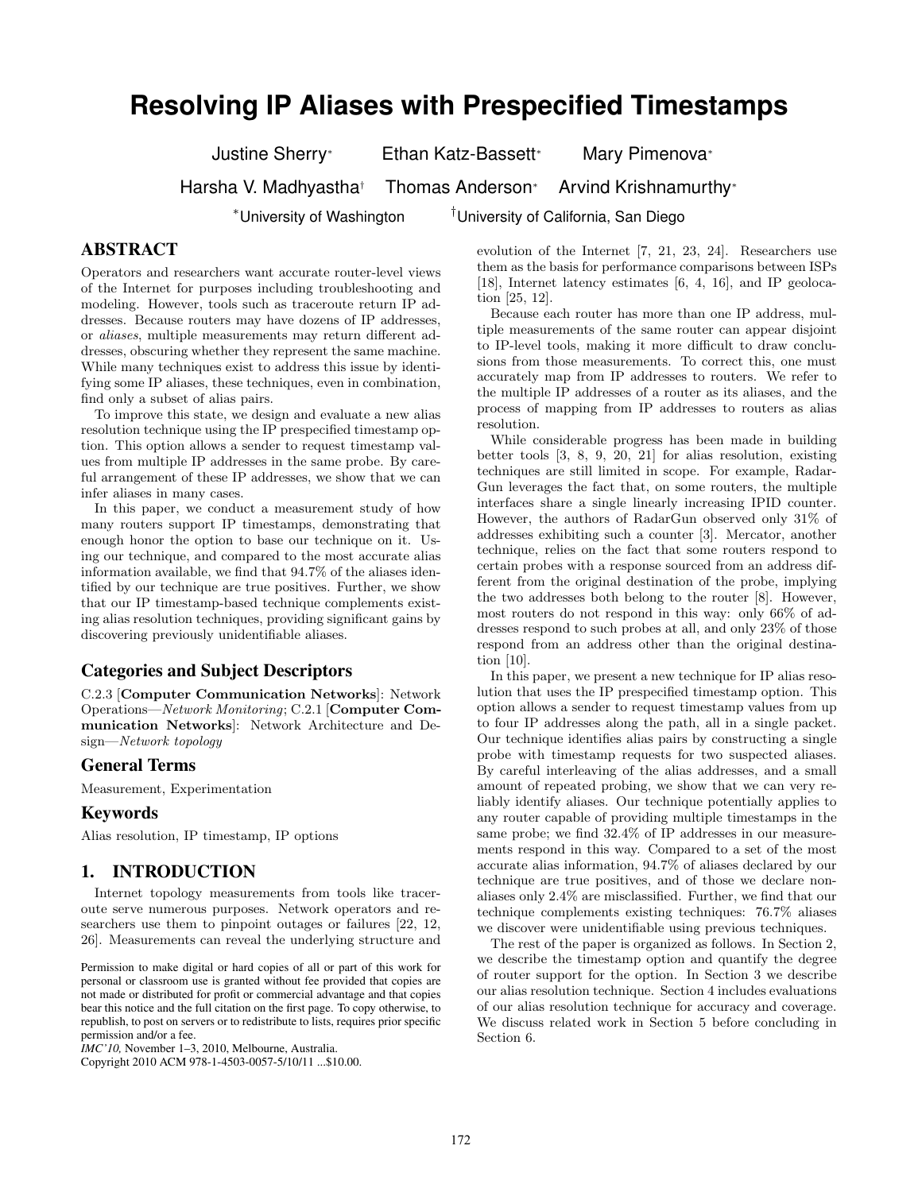# Resolving IP Aliases with Prespecified Timestamps

Justine Sherry* Ethan Katz-Bassett* Mary Pimenova*
Harsha V. Madhyastha† Thomas Anderson* Arvind Krishnamurthy*

*University of Washington †University of California, San Diego

## ABSTRACT

Operators and researchers want accurate router-level views of the Internet for purposes including troubleshooting and modeling. However, tools such as traceroute return IP addresses. Because routers may have dozens of IP addresses, or *aliases*, multiple measurements may return different addresses, obscuring whether they represent the same machine. While many techniques exist to address this issue by identifying some IP aliases, these techniques, even in combination, find only a subset of alias pairs.

To improve this state, we design and evaluate a new alias resolution technique using the IP prespecified timestamp option. This option allows a sender to request timestamp values from multiple IP addresses in the same probe. By careful arrangement of these IP addresses, we show that we can infer aliases in many cases.

In this paper, we conduct a measurement study of how many routers support IP timestamps, demonstrating that enough honor the option to base our technique on it. Using our technique, and compared to the most accurate alias information available, we find that 94.7% of the aliases identified by our technique are true positives. Further, we show that our IP timestamp-based technique complements existing alias resolution techniques, providing significant gains by discovering previously unidentifiable aliases.

## Categories and Subject Descriptors

C.2.3 [**Computer Communication Networks**]: Network Operations—*Network Monitoring*; C.2.1 [**Computer Communication Networks**]: Network Architecture and Design—*Network topology*

## General Terms

Measurement, Experimentation

## Keywords

Alias resolution, IP timestamp, IP options

## 1. INTRODUCTION

Internet topology measurements from tools like traceroute serve numerous purposes. Network operators and researchers use them to pinpoint outages or failures [22, 12, 26]. Measurements can reveal the underlying structure and evolution of the Internet [7, 21, 23, 24]. Researchers use them as the basis for performance comparisons between ISPs [18], Internet latency estimates [6, 4, 16], and IP geolocation [25, 12].

Because each router has more than one IP address, multiple measurements of the same router can appear disjoint to IP-level tools, making it more difficult to draw conclusions from those measurements. To correct this, one must accurately map from IP addresses to routers. We refer to the multiple IP addresses of a router as its aliases, and the process of mapping from IP addresses to routers as alias resolution.

While considerable progress has been made in building better tools [3, 8, 9, 20, 21] for alias resolution, existing techniques are still limited in scope. For example, RadarGun leverages the fact that, on some routers, the multiple interfaces share a single linearly increasing IPID counter. However, the authors of RadarGun observed only 31% of addresses exhibiting such a counter [3]. Mercator, another technique, relies on the fact that some routers respond to certain probes with a response sourced from an address different from the original destination of the probe, implying the two addresses both belong to the router [8]. However, most routers do not respond in this way: only 66% of addresses respond to such probes at all, and only 23% of those respond from an address other than the original destination [10].

In this paper, we present a new technique for IP alias resolution that uses the IP prespecified timestamp option. This option allows a sender to request timestamp values from up to four IP addresses along the path, all in a single packet. Our technique identifies alias pairs by constructing a single probe with timestamp requests for two suspected aliases. By careful interleaving of the alias addresses, and a small amount of repeated probing, we show that we can very reliably identify aliases. Our technique potentially applies to any router capable of providing multiple timestamps in the same probe; we find 32.4% of IP addresses in our measurements respond in this way. Compared to a set of the most accurate alias information, 94.7% of aliases declared by our technique are true positives, and of those we declare non-aliases only 2.4% are misclassified. Further, we find that our technique complements existing techniques: 76.7% aliases we discover were unidentifiable using previous techniques.

The rest of the paper is organized as follows. In Section 2, we describe the timestamp option and quantify the degree of router support for the option. In Section 3 we describe our alias resolution technique. Section 4 includes evaluations of our alias resolution technique for accuracy and coverage. We discuss related work in Section 5 before concluding in Section 6.

Permission to make digital or hard copies of all or part of this work for personal or classroom use is granted without fee provided that copies are not made or distributed for profit or commercial advantage and that copies bear this notice and the full citation on the first page. To copy otherwise, to republish, to post on servers or to redistribute to lists, requires prior specific permission and/or a fee.
*IMC'10,* November 1–3, 2010, Melbourne, Australia.
Copyright 2010 ACM 978-1-4503-0057-5/10/11 ...$10.00.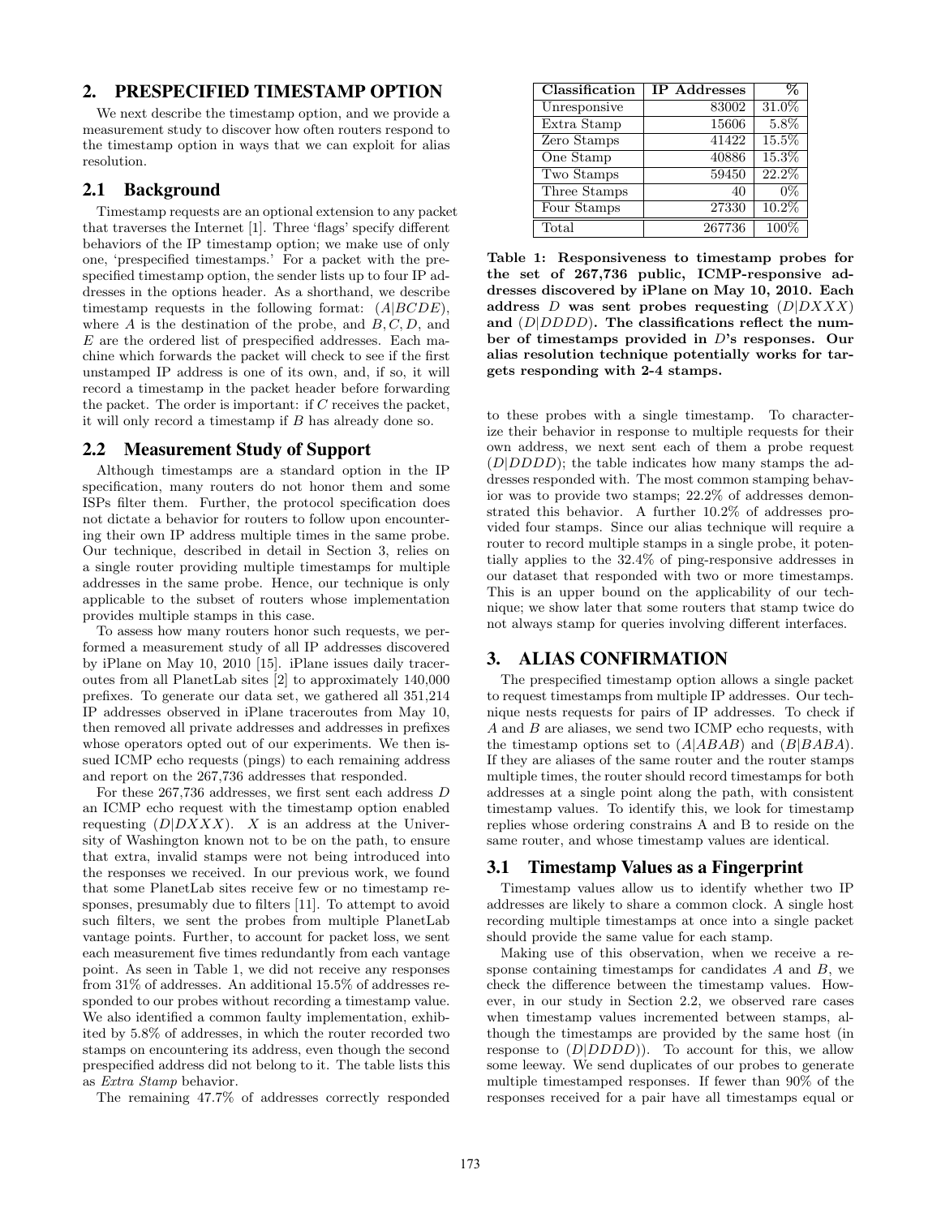## 2. PRESPECIFIED TIMESTAMP OPTION

We next describe the timestamp option, and we provide a measurement study to discover how often routers respond to the timestamp option in ways that we can exploit for alias resolution.

### 2.1 Background

Timestamp requests are an optional extension to any packet that traverses the Internet [1]. Three 'flags' specify different behaviors of the IP timestamp option; we make use of only one, 'prespecified timestamps.' For a packet with the prespecified timestamp option, the sender lists up to four IP addresses in the options header. As a shorthand, we describe timestamp requests in the following format: $(A|BCDE)$, where $A$ is the destination of the probe, and $B, C, D$, and $E$ are the ordered list of prespecified addresses. Each machine which forwards the packet will check to see if the first unstamped IP address is one of its own, and, if so, it will record a timestamp in the packet header before forwarding the packet. The order is important: if $C$ receives the packet, it will only record a timestamp if $B$ has already done so.

### 2.2 Measurement Study of Support

Although timestamps are a standard option in the IP specification, many routers do not honor them and some ISPs filter them. Further, the protocol specification does not dictate a behavior for routers to follow upon encountering their own IP address multiple times in the same probe. Our technique, described in detail in Section 3, relies on a single router providing multiple timestamps for multiple addresses in the same probe. Hence, our technique is only applicable to the subset of routers whose implementation provides multiple stamps in this case.

To assess how many routers honor such requests, we performed a measurement study of all IP addresses discovered by iPlane on May 10, 2010 [15]. iPlane issues daily traceroutes from all PlanetLab sites [2] to approximately 140,000 prefixes. To generate our data set, we gathered all 351,214 IP addresses observed in iPlane traceroutes from May 10, then removed all private addresses and addresses in prefixes whose operators opted out of our experiments. We then issued ICMP echo requests (pings) to each remaining address and report on the 267,736 addresses that responded.

For these 267,736 addresses, we first sent each address $D$ an ICMP echo request with the timestamp option enabled requesting $(D|DXXX)$. $X$ is an address at the University of Washington known not to be on the path, to ensure that extra, invalid stamps were not being introduced into the responses we received. In our previous work, we found that some PlanetLab sites receive few or no timestamp responses, presumably due to filters [11]. To attempt to avoid such filters, we sent the probes from multiple PlanetLab vantage points. Further, to account for packet loss, we sent each measurement five times redundantly from each vantage point. As seen in Table 1, we did not receive any responses from 31% of addresses. An additional 15.5% of addresses responded to our probes without recording a timestamp value. We also identified a common faulty implementation, exhibited by 5.8% of addresses, in which the router recorded two stamps on encountering its address, even though the second prespecified address did not belong to it. The table lists this as *Extra Stamp* behavior.

The remaining 47.7% of addresses correctly responded to these probes with a single timestamp. To characterize their behavior in response to multiple requests for their own address, we next sent each of them a probe request $(D|DDDD)$; the table indicates how many stamps the addresses responded with. The most common stamping behavior was to provide two stamps; 22.2% of addresses demonstrated this behavior. A further 10.2% of addresses provided four stamps. Since our alias technique will require a router to record multiple stamps in a single probe, it potentially applies to the 32.4% of ping-responsive addresses in our dataset that responded with two or more timestamps. This is an upper bound on the applicability of our technique; we show later that some routers that stamp twice do not always stamp for queries involving different interfaces.

| Classification | IP Addresses | % |
|---|---|---|
| Unresponsive | 83002 | 31.0% |
| Extra Stamp | 15606 | 5.8% |
| Zero Stamps | 41422 | 15.5% |
| One Stamp | 40886 | 15.3% |
| Two Stamps | 59450 | 22.2% |
| Three Stamps | 40 | 0% |
| Four Stamps | 27330 | 10.2% |
| Total | 267736 | 100% |

**Table 1: Responsiveness to timestamp probes for the set of 267,736 public, ICMP-responsive addresses discovered by iPlane on May 10, 2010. Each address $D$ was sent probes requesting $(D|DXXX)$ and $(D|DDDD)$. The classifications reflect the number of timestamps provided in $D$'s responses. Our alias resolution technique potentially works for targets responding with 2-4 stamps.**

## 3. ALIAS CONFIRMATION

The prespecified timestamp option allows a single packet to request timestamps from multiple IP addresses. Our technique nests requests for pairs of IP addresses. To check if $A$ and $B$ are aliases, we send two ICMP echo requests, with the timestamp options set to $(A|ABAB)$ and $(B|BABA)$. If they are aliases of the same router and the router stamps multiple times, the router should record timestamps for both addresses at a single point along the path, with consistent timestamp values. To identify this, we look for timestamp replies whose ordering constrains A and B to reside on the same router, and whose timestamp values are identical.

### 3.1 Timestamp Values as a Fingerprint

Timestamp values allow us to identify whether two IP addresses are likely to share a common clock. A single host recording multiple timestamps at once into a single packet should provide the same value for each stamp.

Making use of this observation, when we receive a response containing timestamps for candidates $A$ and $B$, we check the difference between the timestamp values. However, in our study in Section 2.2, we observed rare cases when timestamp values incremented between stamps, although the timestamps are provided by the same host (in response to $(D|DDDD)$). To account for this, we allow some leeway. We send duplicates of our probes to generate multiple timestamped responses. If fewer than 90% of the responses received for a pair have all timestamps equal or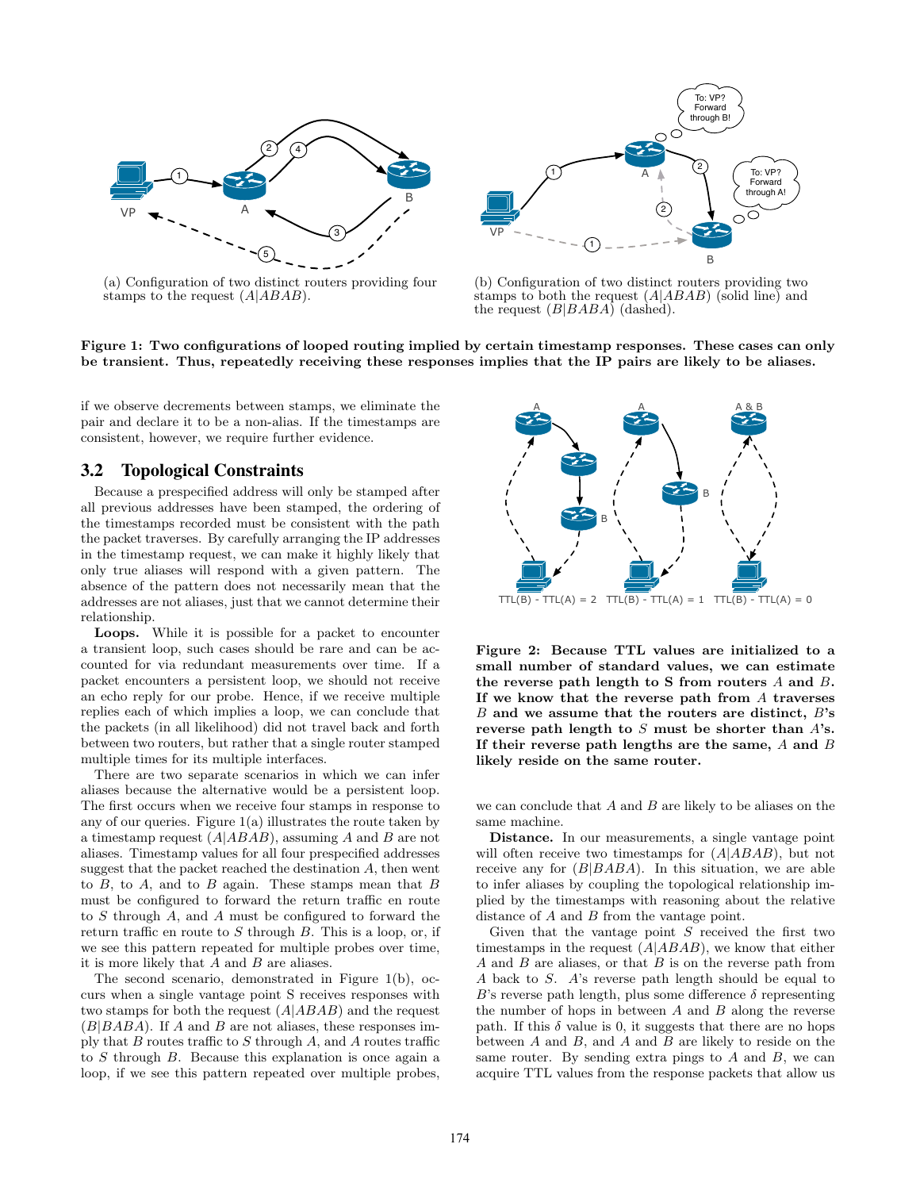To: VP? Forward through B!

To: VP? Forward through A!

VP A B

(a) Configuration of two distinct routers providing four stamps to the request ($A|ABAB$).

(b) Configuration of two distinct routers providing two stamps to both the request ($A|ABAB$) (solid line) and the request ($B|BABA$) (dashed).

**Figure 1: Two configurations of looped routing implied by certain timestamp responses. These cases can only be transient. Thus, repeatedly receiving these responses implies that the IP pairs are likely to be aliases.**

if we observe decrements between stamps, we eliminate the pair and declare it to be a non-alias. If the timestamps are consistent, however, we require further evidence.

## 3.2 Topological Constraints

Because a prespecified address will only be stamped after all previous addresses have been stamped, the ordering of the timestamps recorded must be consistent with the path the packet traverses. By carefully arranging the IP addresses in the timestamp request, we can make it highly likely that only true aliases will respond with a given pattern. The absence of the pattern does not necessarily mean that the addresses are not aliases, just that we cannot determine their relationship.

**Loops.** While it is possible for a packet to encounter a transient loop, such cases should be rare and can be accounted for via redundant measurements over time. If a packet encounters a persistent loop, we should not receive an echo reply for our probe. Hence, if we receive multiple replies each of which implies a loop, we can conclude that the packets (in all likelihood) did not travel back and forth between two routers, but rather that a single router stamped multiple times for its multiple interfaces.

There are two separate scenarios in which we can infer aliases because the alternative would be a persistent loop. The first occurs when we receive four stamps in response to any of our queries. Figure 1(a) illustrates the route taken by a timestamp request ($A|ABAB$), assuming $A$ and $B$ are not aliases. Timestamp values for all four prespecified addresses suggest that the packet reached the destination $A$, then went to $B$, to $A$, and to $B$ again. These stamps mean that $B$ must be configured to forward the return traffic en route to $S$ through $A$, and $A$ must be configured to forward the return traffic en route to $S$ through $B$. This is a loop, or, if we see this pattern repeated for multiple probes over time, it is more likely that $A$ and $B$ are aliases.

The second scenario, demonstrated in Figure 1(b), occurs when a single vantage point S receives responses with two stamps for both the request ($A|ABAB$) and the request ($B|BABA$). If $A$ and $B$ are not aliases, these responses imply that $B$ routes traffic to $S$ through $A$, and $A$ routes traffic to $S$ through $B$. Because this explanation is once again a loop, if we see this pattern repeated over multiple probes, we can conclude that $A$ and $B$ are likely to be aliases on the same machine.

TTL(B) - TTL(A) = 2 TTL(B) - TTL(A) = 1 TTL(B) - TTL(A) = 0

A B A B A & B

**Figure 2: Because TTL values are initialized to a small number of standard values, we can estimate the reverse path length to S from routers $A$ and $B$. If we know that the reverse path from $A$ traverses $B$ and we assume that the routers are distinct, $B$'s reverse path length to $S$ must be shorter than $A$'s. If their reverse path lengths are the same, $A$ and $B$ likely reside on the same router.**

**Distance.** In our measurements, a single vantage point will often receive two timestamps for ($A|ABAB$), but not receive any for ($B|BABA$). In this situation, we are able to infer aliases by coupling the topological relationship implied by the timestamps with reasoning about the relative distance of $A$ and $B$ from the vantage point.

Given that the vantage point $S$ received the first two timestamps in the request ($A|ABAB$), we know that either $A$ and $B$ are aliases, or that $B$ is on the reverse path from $A$ back to $S$. $A$'s reverse path length should be equal to $B$'s reverse path length, plus some difference $\delta$ representing the number of hops in between $A$ and $B$ along the reverse path. If this $\delta$ value is 0, it suggests that there are no hops between $A$ and $B$, and $A$ and $B$ are likely to reside on the same router. By sending extra pings to $A$ and $B$, we can acquire TTL values from the response packets that allow us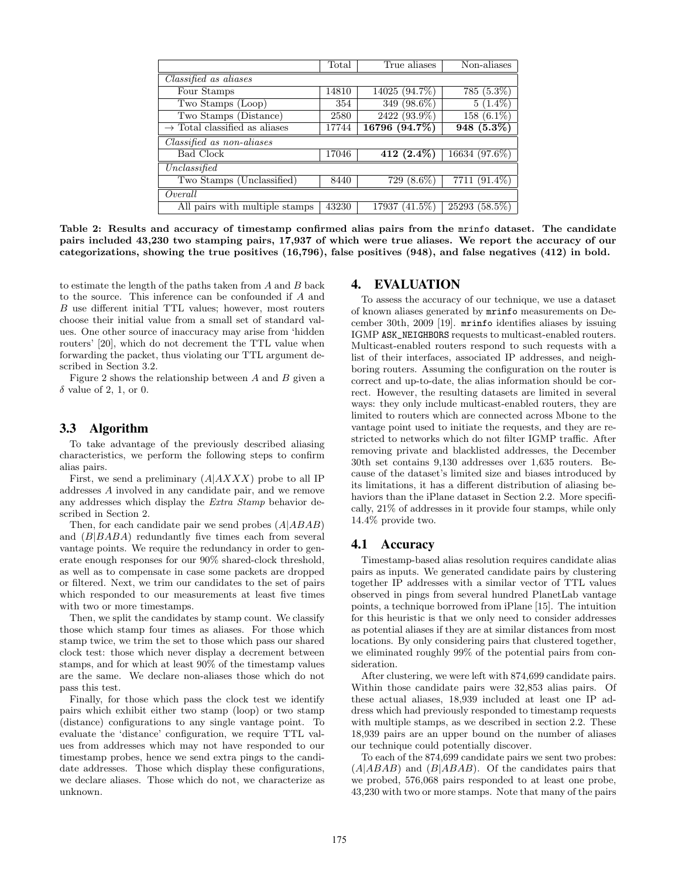| | Total | True aliases | Non-aliases |
|---|---|---|---|
| *Classified as aliases* | | | |
| Four Stamps | 14810 | 14025 (94.7%) | 785 (5.3%) |
| Two Stamps (Loop) | 354 | 349 (98.6%) | 5 (1.4%) |
| Two Stamps (Distance) | 2580 | 2422 (93.9%) | 158 (6.1%) |
| → Total classified as aliases | 17744 | **16796 (94.7%)** | **948 (5.3%)** |
| *Classified as non-aliases* | | | |
| Bad Clock | 17046 | **412 (2.4%)** | 16634 (97.6%) |
| *Unclassified* | | | |
| Two Stamps (Unclassified) | 8440 | 729 (8.6%) | 7711 (91.4%) |
| *Overall* | | | |
| All pairs with multiple stamps | 43230 | 17937 (41.5%) | 25293 (58.5%) |

**Table 2: Results and accuracy of timestamp confirmed alias pairs from the mrinfo dataset. The candidate pairs included 43,230 two stamping pairs, 17,937 of which were true aliases. We report the accuracy of our categorizations, showing the true positives (16,796), false positives (948), and false negatives (412) in bold.**

to estimate the length of the paths taken from $A$ and $B$ back to the source. This inference can be confounded if $A$ and $B$ use different initial TTL values; however, most routers choose their initial value from a small set of standard values. One other source of inaccuracy may arise from 'hidden routers' [20], which do not decrement the TTL value when forwarding the packet, thus violating our TTL argument described in Section 3.2.

Figure 2 shows the relationship between $A$ and $B$ given a $\delta$ value of 2, 1, or 0.

## 3.3 Algorithm

To take advantage of the previously described aliasing characteristics, we perform the following steps to confirm alias pairs.

First, we send a preliminary $(A|AXXX)$ probe to all IP addresses $A$ involved in any candidate pair, and we remove any addresses which display the *Extra Stamp* behavior described in Section 2.

Then, for each candidate pair we send probes $(A|ABAB)$ and $(B|BABA)$ redundantly five times each from several vantage points. We require the redundancy in order to generate enough responses for our 90% shared-clock threshold, as well as to compensate in case some packets are dropped or filtered. Next, we trim our candidates to the set of pairs which responded to our measurements at least five times with two or more timestamps.

Then, we split the candidates by stamp count. We classify those which stamp four times as aliases. For those which stamp twice, we trim the set to those which pass our shared clock test: those which never display a decrement between stamps, and for which at least 90% of the timestamp values are the same. We declare non-aliases those which do not pass this test.

Finally, for those which pass the clock test we identify pairs which exhibit either two stamp (loop) or two stamp (distance) configurations to any single vantage point. To evaluate the 'distance' configuration, we require TTL values from addresses which may not have responded to our timestamp probes, hence we send extra pings to the candidate addresses. Those which display these configurations, we declare aliases. Those which do not, we characterize as unknown.

# 4. EVALUATION

To assess the accuracy of our technique, we use a dataset of known aliases generated by mrinfo measurements on December 30th, 2009 [19]. mrinfo identifies aliases by issuing IGMP ASK_NEIGHBORS requests to multicast-enabled routers. Multicast-enabled routers respond to such requests with a list of their interfaces, associated IP addresses, and neighboring routers. Assuming the configuration on the router is correct and up-to-date, the alias information should be correct. However, the resulting datasets are limited in several ways: they only include multicast-enabled routers, they are limited to routers which are connected across Mbone to the vantage point used to initiate the requests, and they are restricted to networks which do not filter IGMP traffic. After removing private and blacklisted addresses, the December 30th set contains 9,130 addresses over 1,635 routers. Because of the dataset's limited size and biases introduced by its limitations, it has a different distribution of aliasing behaviors than the iPlane dataset in Section 2.2. More specifically, 21% of addresses in it provide four stamps, while only 14.4% provide two.

## 4.1 Accuracy

Timestamp-based alias resolution requires candidate alias pairs as inputs. We generated candidate pairs by clustering together IP addresses with a similar vector of TTL values observed in pings from several hundred PlanetLab vantage points, a technique borrowed from iPlane [15]. The intuition for this heuristic is that we only need to consider addresses as potential aliases if they are at similar distances from most locations. By only considering pairs that clustered together, we eliminated roughly 99% of the potential pairs from consideration.

After clustering, we were left with 874,699 candidate pairs. Within those candidate pairs were 32,853 alias pairs. Of these actual aliases, 18,939 included at least one IP address which had previously responded to timestamp requests with multiple stamps, as we described in section 2.2. These 18,939 pairs are an upper bound on the number of aliases our technique could potentially discover.

To each of the 874,699 candidate pairs we sent two probes: $(A|ABAB)$ and $(B|ABAB)$. Of the candidates pairs that we probed, 576,068 pairs responded to at least one probe, 43,230 with two or more stamps. Note that many of the pairs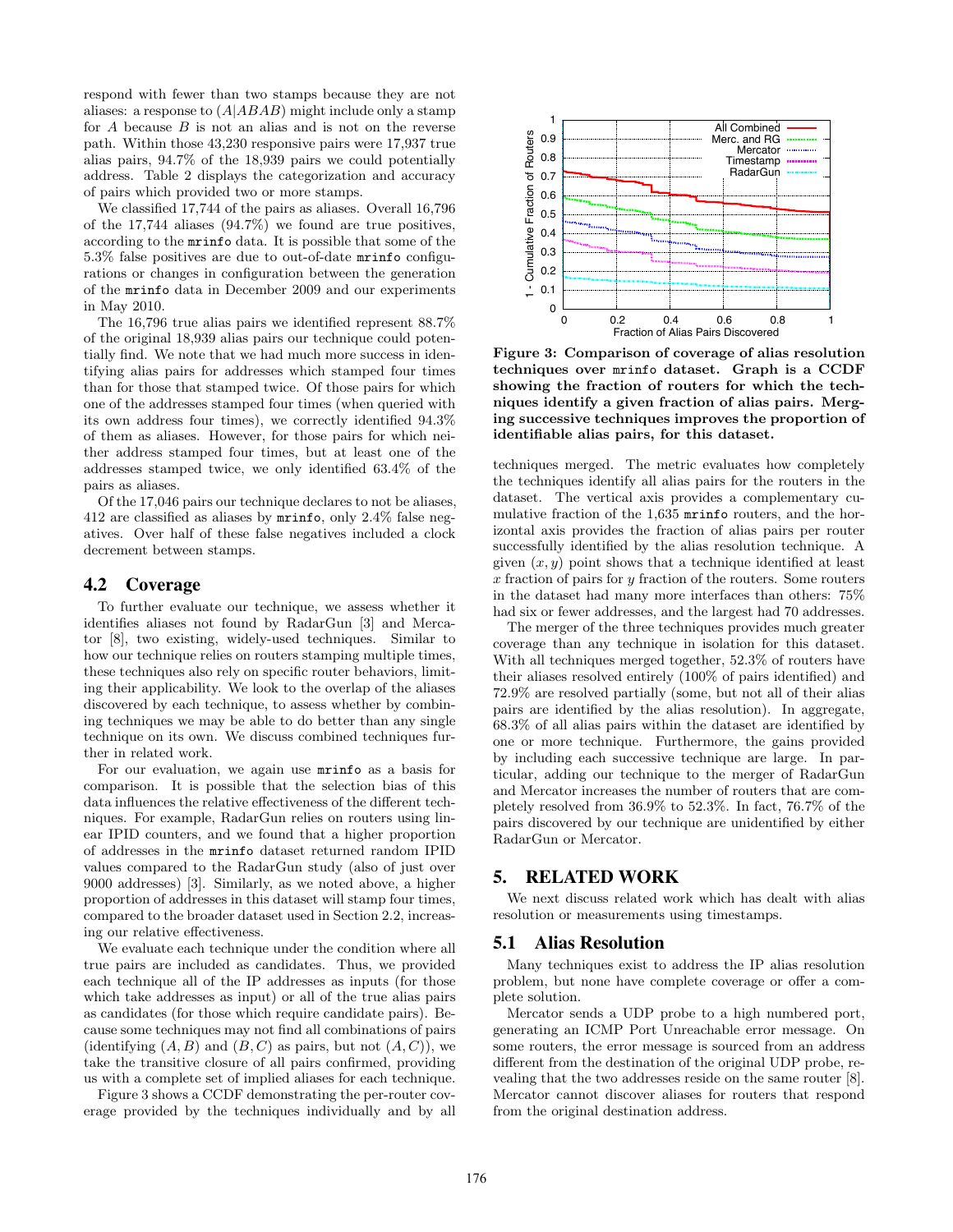respond with fewer than two stamps because they are not aliases: a response to $(A|ABAB)$ might include only a stamp for $A$ because $B$ is not an alias and is not on the reverse path. Within those 43,230 responsive pairs were 17,937 true alias pairs, 94.7% of the 18,939 pairs we could potentially address. Table 2 displays the categorization and accuracy of pairs which provided two or more stamps.

We classified 17,744 of the pairs as aliases. Overall 16,796 of the 17,744 aliases (94.7%) we found are true positives, according to the `mrinfo` data. It is possible that some of the 5.3% false positives are due to out-of-date `mrinfo` configurations or changes in configuration between the generation of the `mrinfo` data in December 2009 and our experiments in May 2010.

The 16,796 true alias pairs we identified represent 88.7% of the original 18,939 alias pairs our technique could potentially find. We note that we had much more success in identifying alias pairs for addresses which stamped four times than for those that stamped twice. Of those pairs for which one of the addresses stamped four times (when queried with its own address four times), we correctly identified 94.3% of them as aliases. However, for those pairs for which neither address stamped four times, but at least one of the addresses stamped twice, we only identified 63.4% of the pairs as aliases.

Of the 17,046 pairs our technique declares to not be aliases, 412 are classified as aliases by `mrinfo`, only 2.4% false negatives. Over half of these false negatives included a clock decrement between stamps.

## 4.2 Coverage

To further evaluate our technique, we assess whether it identifies aliases not found by RadarGun [3] and Mercator [8], two existing, widely-used techniques. Similar to how our technique relies on routers stamping multiple times, these techniques also rely on specific router behaviors, limiting their applicability. We look to the overlap of the aliases discovered by each technique, to assess whether by combining techniques we may be able to do better than any single technique on its own. We discuss combined techniques further in related work.

For our evaluation, we again use `mrinfo` as a basis for comparison. It is possible that the selection bias of this data influences the relative effectiveness of the different techniques. For example, RadarGun relies on routers using linear IPID counters, and we found that a higher proportion of addresses in the `mrinfo` dataset returned random IPID values compared to the RadarGun study (also of just over 9000 addresses) [3]. Similarly, as we noted above, a higher proportion of addresses in this dataset will stamp four times, compared to the broader dataset used in Section 2.2, increasing our relative effectiveness.

We evaluate each technique under the condition where all true pairs are included as candidates. Thus, we provided each technique all of the IP addresses as inputs (for those which take addresses as input) or all of the true alias pairs as candidates (for those which require candidate pairs). Because some techniques may not find all combinations of pairs (identifying $(A, B)$ and $(B, C)$ as pairs, but not $(A, C)$), we take the transitive closure of all pairs confirmed, providing us with a complete set of implied aliases for each technique.

Figure 3 shows a CCDF demonstrating the per-router coverage provided by the techniques individually and by all techniques merged. The metric evaluates how completely the techniques identify all alias pairs for the routers in the dataset. The vertical axis provides a complementary cumulative fraction of the 1,635 `mrinfo` routers, and the horizontal axis provides the fraction of alias pairs per router successfully identified by the alias resolution technique. A given $(x, y)$ point shows that a technique identified at least $x$ fraction of pairs for $y$ fraction of the routers. Some routers in the dataset had many more interfaces than others: 75% had six or fewer addresses, and the largest had 70 addresses.

All Combined
Merc. and RG
Mercator
Timestamp
RadarGun

1 - Cumulative Fraction of Routers
0
0.1
0.2
0.3
0.4
0.5
0.6
0.7
0.8
0.9
1

Fraction of Alias Pairs Discovered
0
0.2
0.4
0.6
0.8
1

**Figure 3: Comparison of coverage of alias resolution techniques over `mrinfo` dataset. Graph is a CCDF showing the fraction of routers for which the techniques identify a given fraction of alias pairs. Merging successive techniques improves the proportion of identifiable alias pairs, for this dataset.**

The merger of the three techniques provides much greater coverage than any technique in isolation for this dataset. With all techniques merged together, 52.3% of routers have their aliases resolved entirely (100% of pairs identified) and 72.9% are resolved partially (some, but not all of their alias pairs are identified by the alias resolution). In aggregate, 68.3% of all alias pairs within the dataset are identified by one or more technique. Furthermore, the gains provided by including each successive technique are large. In particular, adding our technique to the merger of RadarGun and Mercator increases the number of routers that are completely resolved from 36.9% to 52.3%. In fact, 76.7% of the pairs discovered by our technique are unidentified by either RadarGun or Mercator.

# 5. RELATED WORK

We next discuss related work which has dealt with alias resolution or measurements using timestamps.

## 5.1 Alias Resolution

Many techniques exist to address the IP alias resolution problem, but none have complete coverage or offer a complete solution.

Mercator sends a UDP probe to a high numbered port, generating an ICMP Port Unreachable error message. On some routers, the error message is sourced from an address different from the destination of the original UDP probe, revealing that the two addresses reside on the same router [8]. Mercator cannot discover aliases for routers that respond from the original destination address.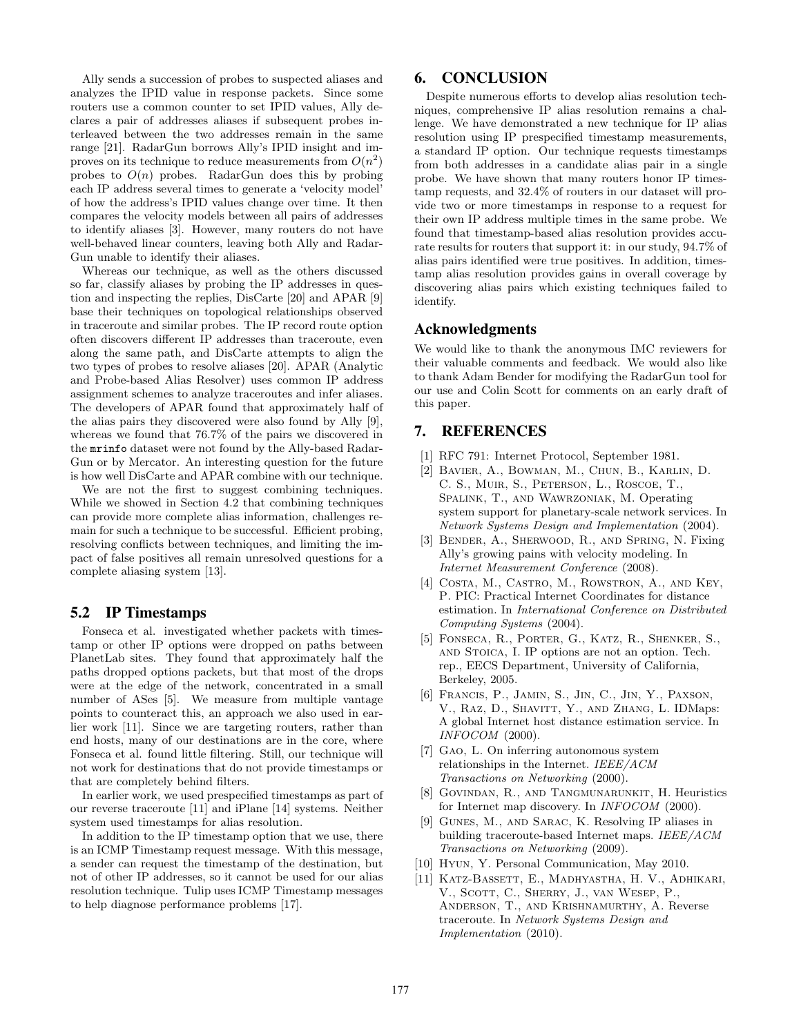Ally sends a succession of probes to suspected aliases and analyzes the IPID value in response packets. Since some routers use a common counter to set IPID values, Ally declares a pair of addresses aliases if subsequent probes interleaved between the two addresses remain in the same range [21]. RadarGun borrows Ally's IPID insight and improves on its technique to reduce measurements from $O(n^2)$ probes to $O(n)$ probes. RadarGun does this by probing each IP address several times to generate a 'velocity model' of how the address's IPID values change over time. It then compares the velocity models between all pairs of addresses to identify aliases [3]. However, many routers do not have well-behaved linear counters, leaving both Ally and RadarGun unable to identify their aliases.

Whereas our technique, as well as the others discussed so far, classify aliases by probing the IP addresses in question and inspecting the replies, DisCarte [20] and APAR [9] base their techniques on topological relationships observed in traceroute and similar probes. The IP record route option often discovers different IP addresses than traceroute, even along the same path, and DisCarte attempts to align the two types of probes to resolve aliases [20]. APAR (Analytic and Probe-based Alias Resolver) uses common IP address assignment schemes to analyze traceroutes and infer aliases. The developers of APAR found that approximately half of the alias pairs they discovered were also found by Ally [9], whereas we found that 76.7% of the pairs we discovered in the `mrinfo` dataset were not found by the Ally-based RadarGun or by Mercator. An interesting question for the future is how well DisCarte and APAR combine with our technique.

We are not the first to suggest combining techniques. While we showed in Section 4.2 that combining techniques can provide more complete alias information, challenges remain for such a technique to be successful. Efficient probing, resolving conflicts between techniques, and limiting the impact of false positives all remain unresolved questions for a complete aliasing system [13].

## 5.2 IP Timestamps

Fonseca et al. investigated whether packets with timestamp or other IP options were dropped on paths between PlanetLab sites. They found that approximately half the paths dropped options packets, but that most of the drops were at the edge of the network, concentrated in a small number of ASes [5]. We measure from multiple vantage points to counteract this, an approach we also used in earlier work [11]. Since we are targeting routers, rather than end hosts, many of our destinations are in the core, where Fonseca et al. found little filtering. Still, our technique will not work for destinations that do not provide timestamps or that are completely behind filters.

In earlier work, we used prespecified timestamps as part of our reverse traceroute [11] and iPlane [14] systems. Neither system used timestamps for alias resolution.

In addition to the IP timestamp option that we use, there is an ICMP Timestamp request message. With this message, a sender can request the timestamp of the destination, but not of other IP addresses, so it cannot be used for our alias resolution technique. Tulip uses ICMP Timestamp messages to help diagnose performance problems [17].

# 6. CONCLUSION

Despite numerous efforts to develop alias resolution techniques, comprehensive IP alias resolution remains a challenge. We have demonstrated a new technique for IP alias resolution using IP prespecified timestamp measurements, a standard IP option. Our technique requests timestamps from both addresses in a candidate alias pair in a single probe. We have shown that many routers honor IP timestamp requests, and 32.4% of routers in our dataset will provide two or more timestamps in response to a request for their own IP address multiple times in the same probe. We found that timestamp-based alias resolution provides accurate results for routers that support it: in our study, 94.7% of alias pairs identified were true positives. In addition, timestamp alias resolution provides gains in overall coverage by discovering alias pairs which existing techniques failed to identify.

## Acknowledgments

We would like to thank the anonymous IMC reviewers for their valuable comments and feedback. We would also like to thank Adam Bender for modifying the RadarGun tool for our use and Colin Scott for comments on an early draft of this paper.

# 7. REFERENCES

[1] RFC 791: Internet Protocol, September 1981.

[2] Bavier, A., Bowman, M., Chun, B., Karlin, D. C. S., Muir, S., Peterson, L., Roscoe, T., Spalink, T., and Wawrzoniak, M. Operating system support for planetary-scale network services. In *Network Systems Design and Implementation* (2004).

[3] Bender, A., Sherwood, R., and Spring, N. Fixing Ally's growing pains with velocity modeling. In *Internet Measurement Conference* (2008).

[4] Costa, M., Castro, M., Rowstron, A., and Key, P. PIC: Practical Internet Coordinates for distance estimation. In *International Conference on Distributed Computing Systems* (2004).

[5] Fonseca, R., Porter, G., Katz, R., Shenker, S., and Stoica, I. IP options are not an option. Tech. rep., EECS Department, University of California, Berkeley, 2005.

[6] Francis, P., Jamin, S., Jin, C., Jin, Y., Paxson, V., Raz, D., Shavitt, Y., and Zhang, L. IDMaps: A global Internet host distance estimation service. In *INFOCOM* (2000).

[7] Gao, L. On inferring autonomous system relationships in the Internet. *IEEE/ACM Transactions on Networking* (2000).

[8] Govindan, R., and Tangmunarunkit, H. Heuristics for Internet map discovery. In *INFOCOM* (2000).

[9] Gunes, M., and Sarac, K. Resolving IP aliases in building traceroute-based Internet maps. *IEEE/ACM Transactions on Networking* (2009).

[10] Hyun, Y. Personal Communication, May 2010.

[11] Katz-Bassett, E., Madhyastha, H. V., Adhikari, V., Scott, C., Sherry, J., van Wesep, P., Anderson, T., and Krishnamurthy, A. Reverse traceroute. In *Network Systems Design and Implementation* (2010).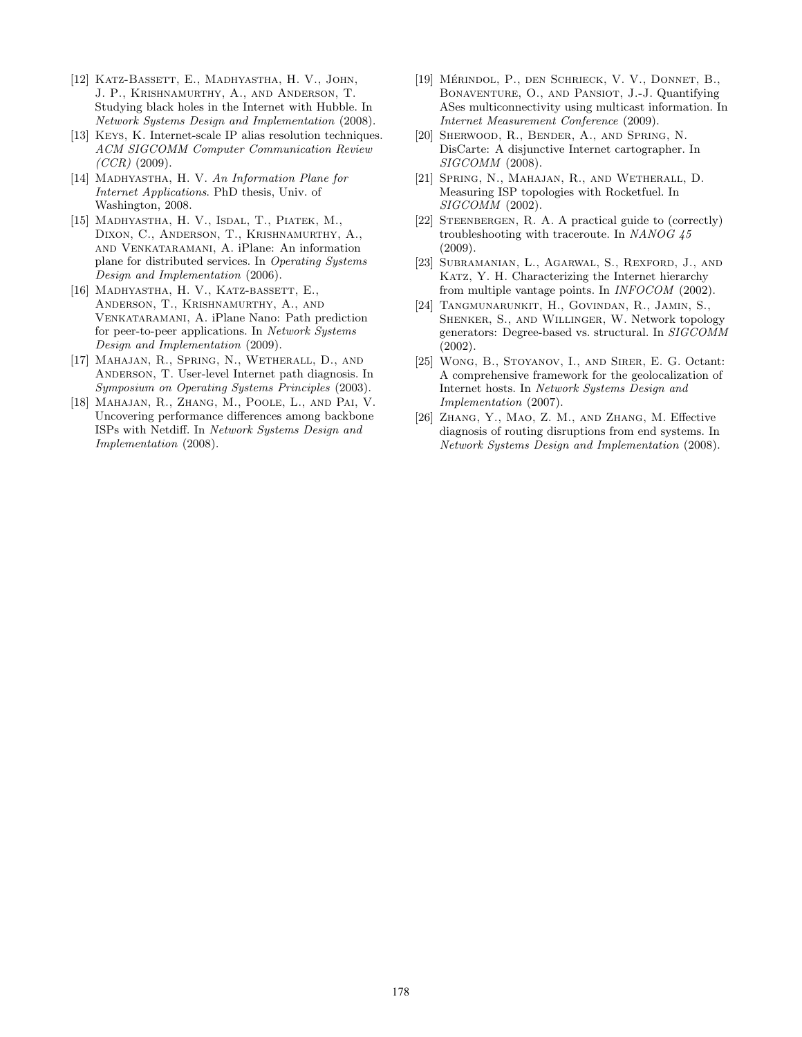[12] Katz-Bassett, E., Madhyastha, H. V., John, J. P., Krishnamurthy, A., and Anderson, T. Studying black holes in the Internet with Hubble. In *Network Systems Design and Implementation* (2008).

[13] Keys, K. Internet-scale IP alias resolution techniques. *ACM SIGCOMM Computer Communication Review (CCR)* (2009).

[14] Madhyastha, H. V. *An Information Plane for Internet Applications*. PhD thesis, Univ. of Washington, 2008.

[15] Madhyastha, H. V., Isdal, T., Piatek, M., Dixon, C., Anderson, T., Krishnamurthy, A., and Venkataramani, A. iPlane: An information plane for distributed services. In *Operating Systems Design and Implementation* (2006).

[16] Madhyastha, H. V., Katz-bassett, E., Anderson, T., Krishnamurthy, A., and Venkataramani, A. iPlane Nano: Path prediction for peer-to-peer applications. In *Network Systems Design and Implementation* (2009).

[17] Mahajan, R., Spring, N., Wetherall, D., and Anderson, T. User-level Internet path diagnosis. In *Symposium on Operating Systems Principles* (2003).

[18] Mahajan, R., Zhang, M., Poole, L., and Pai, V. Uncovering performance differences among backbone ISPs with Netdiff. In *Network Systems Design and Implementation* (2008).

[19] Mérindol, P., den Schrieck, V. V., Donnet, B., Bonaventure, O., and Pansiot, J.-J. Quantifying ASes multiconnectivity using multicast information. In *Internet Measurement Conference* (2009).

[20] Sherwood, R., Bender, A., and Spring, N. DisCarte: A disjunctive Internet cartographer. In *SIGCOMM* (2008).

[21] Spring, N., Mahajan, R., and Wetherall, D. Measuring ISP topologies with Rocketfuel. In *SIGCOMM* (2002).

[22] Steenbergen, R. A. A practical guide to (correctly) troubleshooting with traceroute. In *NANOG 45* (2009).

[23] Subramanian, L., Agarwal, S., Rexford, J., and Katz, Y. H. Characterizing the Internet hierarchy from multiple vantage points. In *INFOCOM* (2002).

[24] Tangmunarunkit, H., Govindan, R., Jamin, S., Shenker, S., and Willinger, W. Network topology generators: Degree-based vs. structural. In *SIGCOMM* (2002).

[25] Wong, B., Stoyanov, I., and Sirer, E. G. Octant: A comprehensive framework for the geolocalization of Internet hosts. In *Network Systems Design and Implementation* (2007).

[26] Zhang, Y., Mao, Z. M., and Zhang, M. Effective diagnosis of routing disruptions from end systems. In *Network Systems Design and Implementation* (2008).